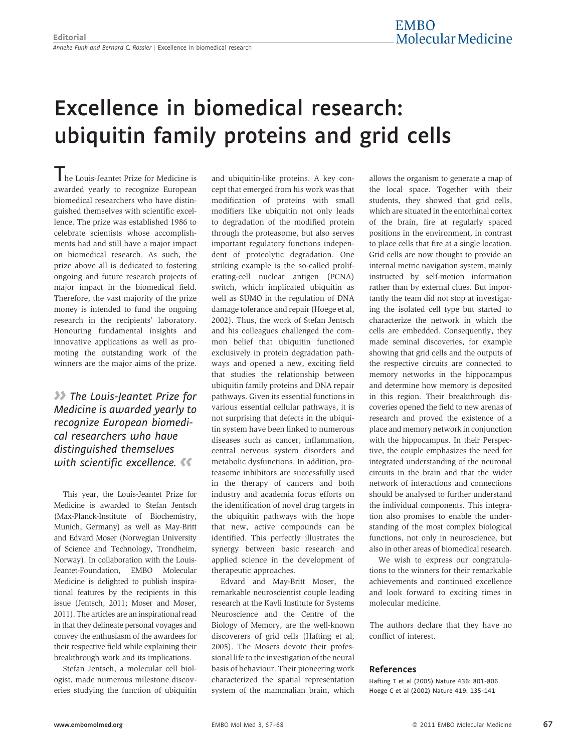Editorial

Anneke Funk and Bernard C. Rossier | Excellence in biomedical research

# Excellence in biomedical research: ubiquitin family proteins and grid cells

The Louis-Jeantet Prize for Medicine is awarded yearly to recognize European biomedical researchers who have distinguished themselves with scientific excellence. The prize was established 1986 to celebrate scientists whose accomplishments had and still have a major impact on biomedical research. As such, the prize above all is dedicated to fostering ongoing and future research projects of major impact in the biomedical field. Therefore, the vast majority of the prize money is intended to fund the ongoing research in the recipients' laboratory. Honouring fundamental insights and innovative applications as well as promoting the outstanding work of the winners are the major aims of the prize.

> *The Louis-Jeantet Prize for Medicine is awarded yearly to recognize European biomedical researchers who have distinguished themselves with scientific excellence.*

This year, the Louis-Jeantet Prize for Medicine is awarded to Stefan Jentsch (Max-Planck-Institute of Biochemistry, Munich, Germany) as well as May-Britt and Edvard Moser (Norwegian University of Science and Technology, Trondheim, Norway). In collaboration with the Louis-Jeantet-Foundation, EMBO Molecular Medicine is delighted to publish inspirational features by the recipients in this issue (Jentsch, 2011; Moser and Moser, 2011). The articles are an inspirational read in that they delineate personal voyages and convey the enthusiasm of the awardees for their respective field while explaining their breakthrough work and its implications.

Stefan Jentsch, a molecular cell biologist, made numerous milestone discoveries studying the function of ubiquitin and ubiquitin-like proteins. A key concept that emerged from his work was that modification of proteins with small modifiers like ubiquitin not only leads to degradation of the modified protein through the proteasome, but also serves important regulatory functions independent of proteolytic degradation. One striking example is the so-called proliferating-cell nuclear antigen (PCNA) switch, which implicated ubiquitin as well as SUMO in the regulation of DNA damage tolerance and repair (Hoege et al, 2002). Thus, the work of Stefan Jentsch and his colleagues challenged the common belief that ubiquitin functioned exclusively in protein degradation pathways and opened a new, exciting field that studies the relationship between ubiquitin family proteins and DNA repair pathways. Given its essential functions in various essential cellular pathways, it is not surprising that defects in the ubiquitin system have been linked to numerous diseases such as cancer, inflammation, central nervous system disorders and metabolic dysfunctions. In addition, proteasome inhibitors are successfully used in the therapy of cancers and both industry and academia focus efforts on the identification of novel drug targets in the ubiquitin pathways with the hope that new, active compounds can be identified. This perfectly illustrates the synergy between basic research and applied science in the development of therapeutic approaches.

Edvard and May-Britt Moser, the remarkable neuroscientist couple leading research at the Kavli Institute for Systems Neuroscience and the Centre of the Biology of Memory, are the well-known discoverers of grid cells (Hafting et al, 2005). The Mosers devote their professional life to the investigation of the neural basis of behaviour. Their pioneering work characterized the spatial representation system of the mammalian brain, which allows the organism to generate a map of the local space. Together with their students, they showed that grid cells, which are situated in the entorhinal cortex of the brain, fire at regularly spaced positions in the environment, in contrast to place cells that fire at a single location. Grid cells are now thought to provide an internal metric navigation system, mainly instructed by self-motion information rather than by external clues. But importantly the team did not stop at investigating the isolated cell type but started to characterize the network in which the cells are embedded. Consequently, they made seminal discoveries, for example showing that grid cells and the outputs of the respective circuits are connected to memory networks in the hippocampus and determine how memory is deposited in this region. Their breakthrough discoveries opened the field to new arenas of research and proved the existence of a place and memory network in conjunction with the hippocampus. In their Perspective, the couple emphasizes the need for integrated understanding of the neuronal circuits in the brain and that the wider network of interactions and connections should be analysed to further understand the individual components. This integration also promises to enable the understanding of the most complex biological functions, not only in neuroscience, but also in other areas of biomedical research.

We wish to express our congratulations to the winners for their remarkable achievements and continued excellence and look forward to exciting times in molecular medicine.

The authors declare that they have no conflict of interest.

## References

Hafting T et al (2005) Nature 436: 801-806

Hoege C et al (2002) Nature 419: 135-141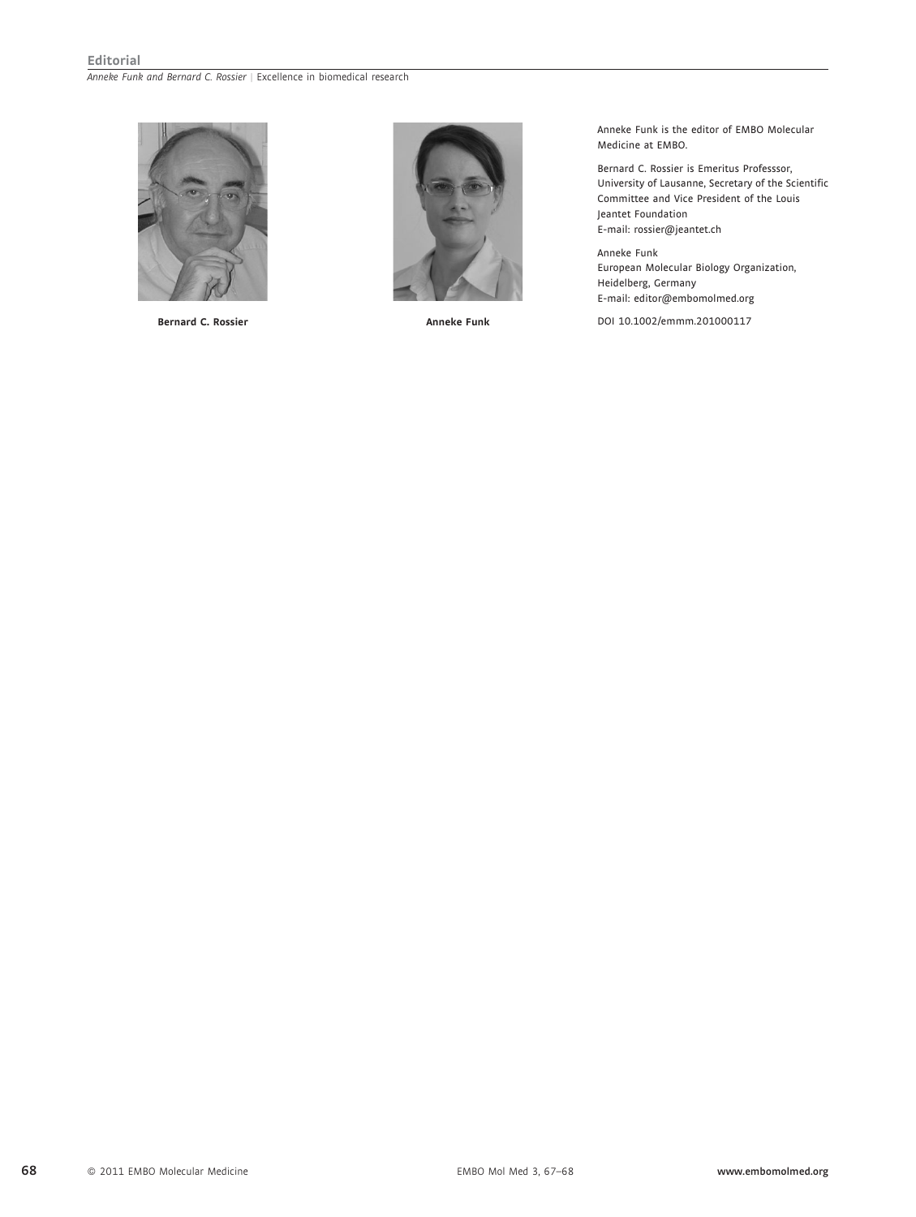**Bernard C. Rossier**

**Anneke Funk**

Anneke Funk is the editor of EMBO Molecular Medicine at EMBO.

Bernard C. Rossier is Emeritus Professsor, University of Lausanne, Secretary of the Scientific Committee and Vice President of the Louis Jeantet Foundation
E-mail: rossier@jeantet.ch

Anneke Funk
European Molecular Biology Organization, Heidelberg, Germany
E-mail: editor@embomolmed.org

DOI 10.1002/emmm.201000117